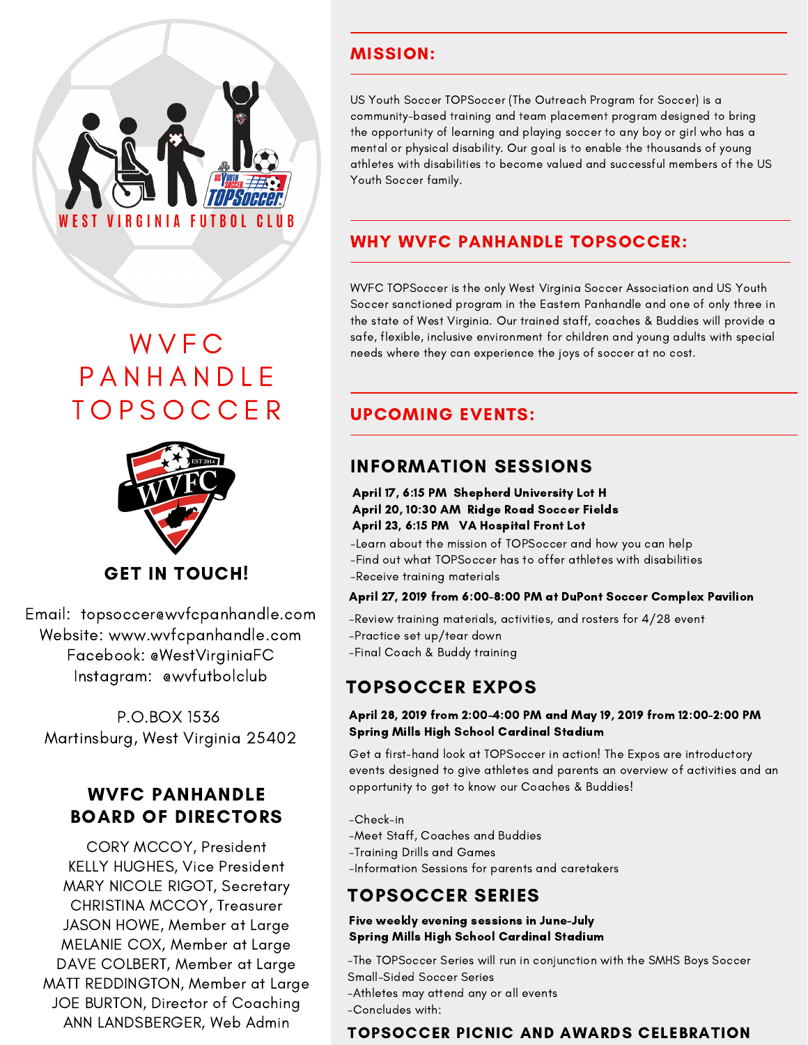WEST VIRGINIA FUTBOL CLUB

# WVFC PANHANDLE TOPSOCCER

## GET IN TOUCH!

Email: topsoccer@wvfcpanhandle.com
Website: www.wvfcpanhandle.com
Facebook: @WestVirginiaFC
Instagram: @wvfutbolclub

P.O.BOX 1536
Martinsburg, West Virginia 25402

## WVFC PANHANDLE BOARD OF DIRECTORS

CORY MCCOY, President
KELLY HUGHES, Vice President
MARY NICOLE RIGOT, Secretary
CHRISTINA MCCOY, Treasurer
JASON HOWE, Member at Large
MELANIE COX, Member at Large
DAVE COLBERT, Member at Large
MATT REDDINGTON, Member at Large
JOE BURTON, Director of Coaching
ANN LANDSBERGER, Web Admin

## MISSION:

US Youth Soccer TOPSoccer (The Outreach Program for Soccer) is a community-based training and team placement program designed to bring the opportunity of learning and playing soccer to any boy or girl who has a mental or physical disability. Our goal is to enable the thousands of young athletes with disabilities to become valued and successful members of the US Youth Soccer family.

## WHY WVFC PANHANDLE TOPSOCCER:

WVFC TOPSoccer is the only West Virginia Soccer Association and US Youth Soccer sanctioned program in the Eastern Panhandle and one of only three in the state of West Virginia. Our trained staff, coaches & Buddies will provide a safe, flexible, inclusive environment for children and young adults with special needs where they can experience the joys of soccer at no cost.

## UPCOMING EVENTS:

### INFORMATION SESSIONS

**April 17, 6:15 PM Shepherd University Lot H**
**April 20, 10:30 AM Ridge Road Soccer Fields**
**April 23, 6:15 PM VA Hospital Front Lot**

-Learn about the mission of TOPSoccer and how you can help
-Find out what TOPSoccer has to offer athletes with disabilities
-Receive training materials

**April 27, 2019 from 6:00-8:00 PM at DuPont Soccer Complex Pavilion**

-Review training materials, activities, and rosters for 4/28 event
-Practice set up/tear down
-Final Coach & Buddy training

### TOPSOCCER EXPOS

**April 28, 2019 from 2:00-4:00 PM and May 19, 2019 from 12:00-2:00 PM**
**Spring Mills High School Cardinal Stadium**

Get a first-hand look at TOPSoccer in action! The Expos are introductory events designed to give athletes and parents an overview of activities and an opportunity to get to know our Coaches & Buddies!

-Check-in
-Meet Staff, Coaches and Buddies
-Training Drills and Games
-Information Sessions for parents and caretakers

### TOPSOCCER SERIES

**Five weekly evening sessions in June-July**
**Spring Mills High School Cardinal Stadium**

-The TOPSoccer Series will run in conjunction with the SMHS Boys Soccer Small-Sided Soccer Series
-Athletes may attend any or all events
-Concludes with:

### TOPSOCCER PICNIC AND AWARDS CELEBRATION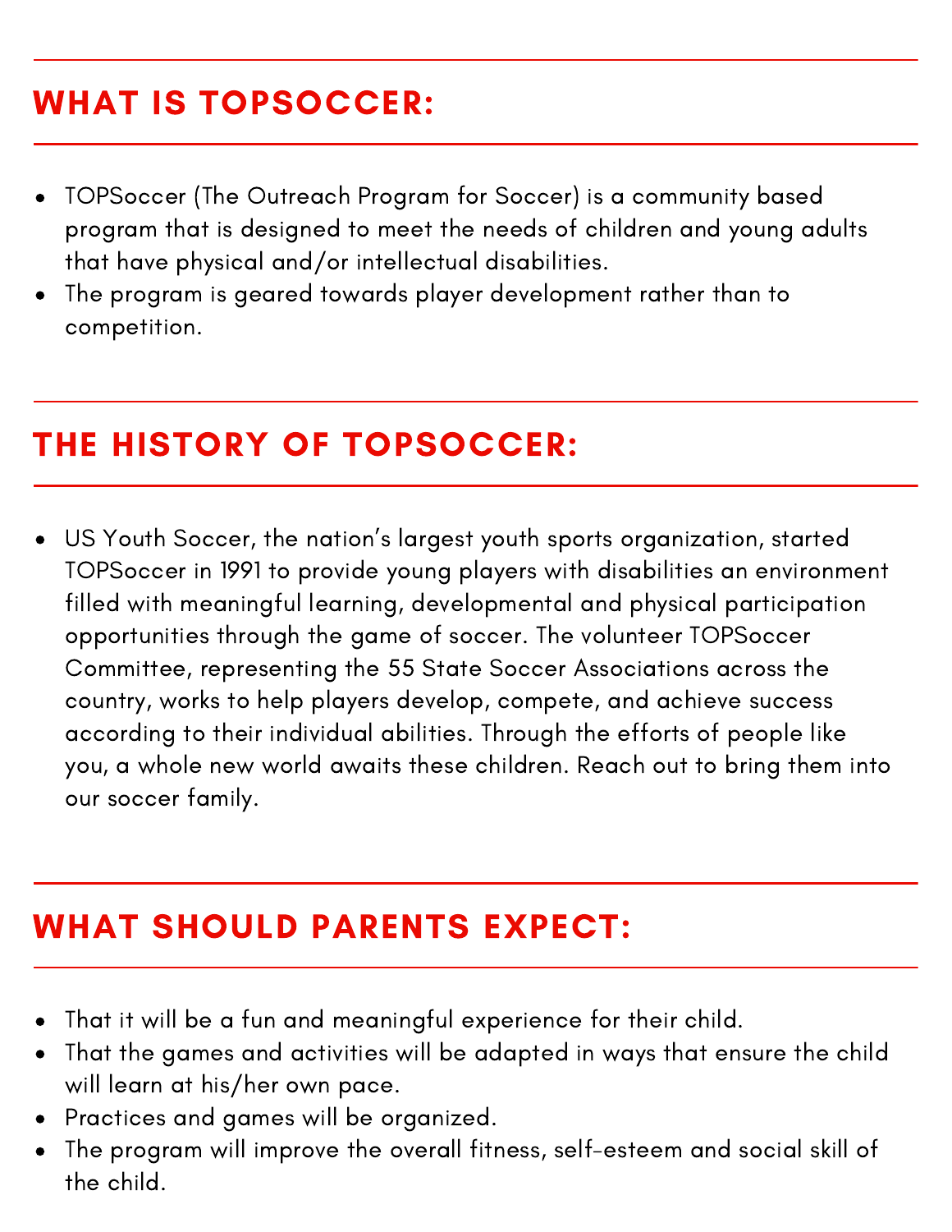## WHAT IS TOPSOCCER:

- TOPSoccer (The Outreach Program for Soccer) is a community based program that is designed to meet the needs of children and young adults that have physical and/or intellectual disabilities.
- The program is geared towards player development rather than to competition.

## THE HISTORY OF TOPSOCCER:

- US Youth Soccer, the nation's largest youth sports organization, started TOPSoccer in 1991 to provide young players with disabilities an environment filled with meaningful learning, developmental and physical participation opportunities through the game of soccer. The volunteer TOPSoccer Committee, representing the 55 State Soccer Associations across the country, works to help players develop, compete, and achieve success according to their individual abilities. Through the efforts of people like you, a whole new world awaits these children. Reach out to bring them into our soccer family.

## WHAT SHOULD PARENTS EXPECT:

- That it will be a fun and meaningful experience for their child.
- That the games and activities will be adapted in ways that ensure the child will learn at his/her own pace.
- Practices and games will be organized.
- The program will improve the overall fitness, self-esteem and social skill of the child.